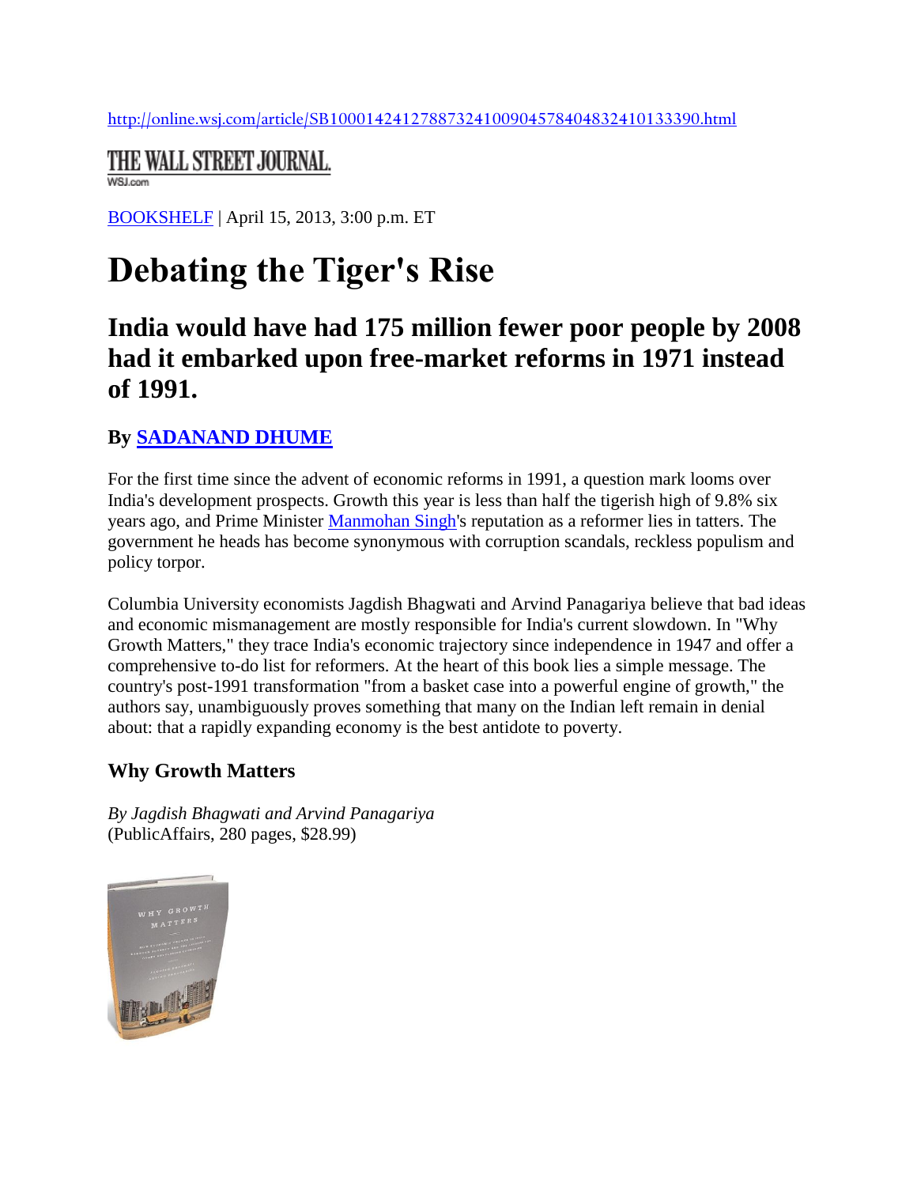http://online.wsj.com/article/SB10001424127887324100904578404832410133390.html

THE WALL STREET JOURNAL.
WSJ.com

BOOKSHELF | April 15, 2013, 3:00 p.m. ET

# Debating the Tiger's Rise

## India would have had 175 million fewer poor people by 2008 had it embarked upon free-market reforms in 1971 instead of 1991.

### By SADANAND DHUME

For the first time since the advent of economic reforms in 1991, a question mark looms over India's development prospects. Growth this year is less than half the tigerish high of 9.8% six years ago, and Prime Minister Manmohan Singh's reputation as a reformer lies in tatters. The government he heads has become synonymous with corruption scandals, reckless populism and policy torpor.

Columbia University economists Jagdish Bhagwati and Arvind Panagariya believe that bad ideas and economic mismanagement are mostly responsible for India's current slowdown. In "Why Growth Matters," they trace India's economic trajectory since independence in 1947 and offer a comprehensive to-do list for reformers. At the heart of this book lies a simple message. The country's post-1991 transformation "from a basket case into a powerful engine of growth," the authors say, unambiguously proves something that many on the Indian left remain in denial about: that a rapidly expanding economy is the best antidote to poverty.

### Why Growth Matters

*By Jagdish Bhagwati and Arvind Panagariya*
(PublicAffairs, 280 pages, $28.99)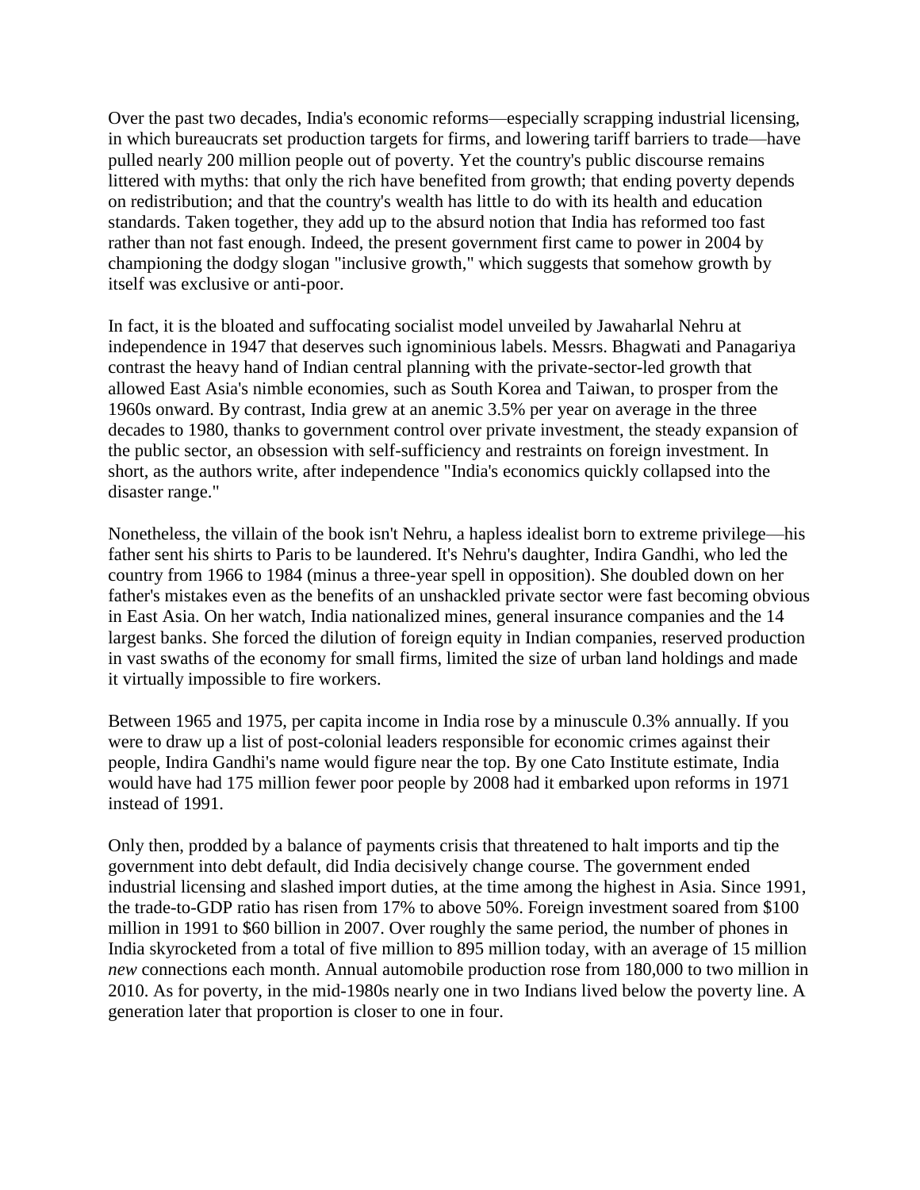Over the past two decades, India's economic reforms—especially scrapping industrial licensing, in which bureaucrats set production targets for firms, and lowering tariff barriers to trade—have pulled nearly 200 million people out of poverty. Yet the country's public discourse remains littered with myths: that only the rich have benefited from growth; that ending poverty depends on redistribution; and that the country's wealth has little to do with its health and education standards. Taken together, they add up to the absurd notion that India has reformed too fast rather than not fast enough. Indeed, the present government first came to power in 2004 by championing the dodgy slogan "inclusive growth," which suggests that somehow growth by itself was exclusive or anti-poor.

In fact, it is the bloated and suffocating socialist model unveiled by Jawaharlal Nehru at independence in 1947 that deserves such ignominious labels. Messrs. Bhagwati and Panagariya contrast the heavy hand of Indian central planning with the private-sector-led growth that allowed East Asia's nimble economies, such as South Korea and Taiwan, to prosper from the 1960s onward. By contrast, India grew at an anemic 3.5% per year on average in the three decades to 1980, thanks to government control over private investment, the steady expansion of the public sector, an obsession with self-sufficiency and restraints on foreign investment. In short, as the authors write, after independence "India's economics quickly collapsed into the disaster range."

Nonetheless, the villain of the book isn't Nehru, a hapless idealist born to extreme privilege—his father sent his shirts to Paris to be laundered. It's Nehru's daughter, Indira Gandhi, who led the country from 1966 to 1984 (minus a three-year spell in opposition). She doubled down on her father's mistakes even as the benefits of an unshackled private sector were fast becoming obvious in East Asia. On her watch, India nationalized mines, general insurance companies and the 14 largest banks. She forced the dilution of foreign equity in Indian companies, reserved production in vast swaths of the economy for small firms, limited the size of urban land holdings and made it virtually impossible to fire workers.

Between 1965 and 1975, per capita income in India rose by a minuscule 0.3% annually. If you were to draw up a list of post-colonial leaders responsible for economic crimes against their people, Indira Gandhi's name would figure near the top. By one Cato Institute estimate, India would have had 175 million fewer poor people by 2008 had it embarked upon reforms in 1971 instead of 1991.

Only then, prodded by a balance of payments crisis that threatened to halt imports and tip the government into debt default, did India decisively change course. The government ended industrial licensing and slashed import duties, at the time among the highest in Asia. Since 1991, the trade-to-GDP ratio has risen from 17% to above 50%. Foreign investment soared from $100 million in 1991 to $60 billion in 2007. Over roughly the same period, the number of phones in India skyrocketed from a total of five million to 895 million today, with an average of 15 million *new* connections each month. Annual automobile production rose from 180,000 to two million in 2010. As for poverty, in the mid-1980s nearly one in two Indians lived below the poverty line. A generation later that proportion is closer to one in four.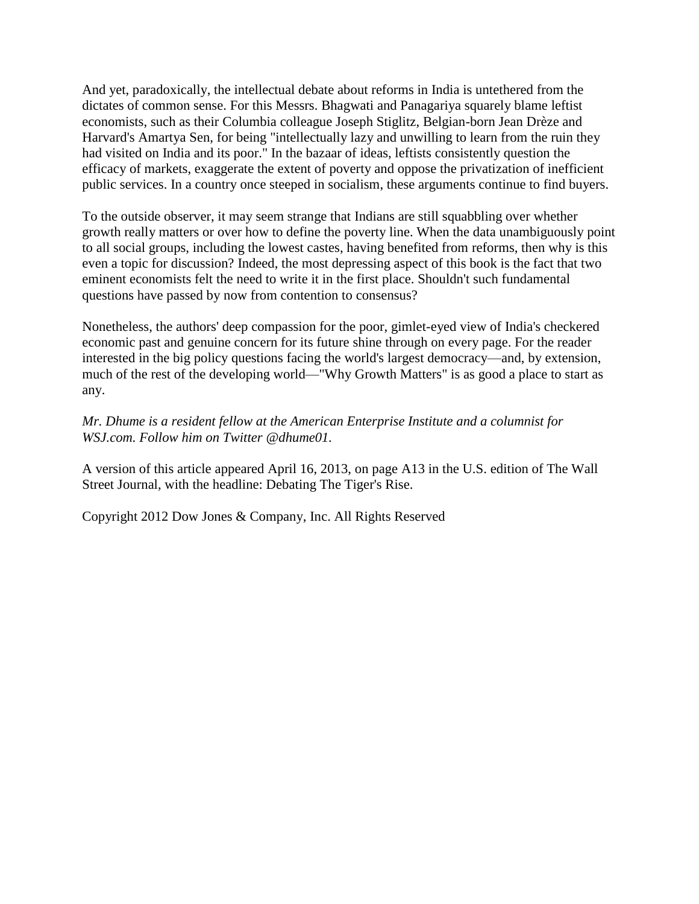And yet, paradoxically, the intellectual debate about reforms in India is untethered from the dictates of common sense. For this Messrs. Bhagwati and Panagariya squarely blame leftist economists, such as their Columbia colleague Joseph Stiglitz, Belgian-born Jean Drèze and Harvard's Amartya Sen, for being "intellectually lazy and unwilling to learn from the ruin they had visited on India and its poor." In the bazaar of ideas, leftists consistently question the efficacy of markets, exaggerate the extent of poverty and oppose the privatization of inefficient public services. In a country once steeped in socialism, these arguments continue to find buyers.

To the outside observer, it may seem strange that Indians are still squabbling over whether growth really matters or over how to define the poverty line. When the data unambiguously point to all social groups, including the lowest castes, having benefited from reforms, then why is this even a topic for discussion? Indeed, the most depressing aspect of this book is the fact that two eminent economists felt the need to write it in the first place. Shouldn't such fundamental questions have passed by now from contention to consensus?

Nonetheless, the authors' deep compassion for the poor, gimlet-eyed view of India's checkered economic past and genuine concern for its future shine through on every page. For the reader interested in the big policy questions facing the world's largest democracy—and, by extension, much of the rest of the developing world—"Why Growth Matters" is as good a place to start as any.

*Mr. Dhume is a resident fellow at the American Enterprise Institute and a columnist for WSJ.com. Follow him on Twitter @dhume01.*

A version of this article appeared April 16, 2013, on page A13 in the U.S. edition of The Wall Street Journal, with the headline: Debating The Tiger's Rise.

Copyright 2012 Dow Jones & Company, Inc. All Rights Reserved